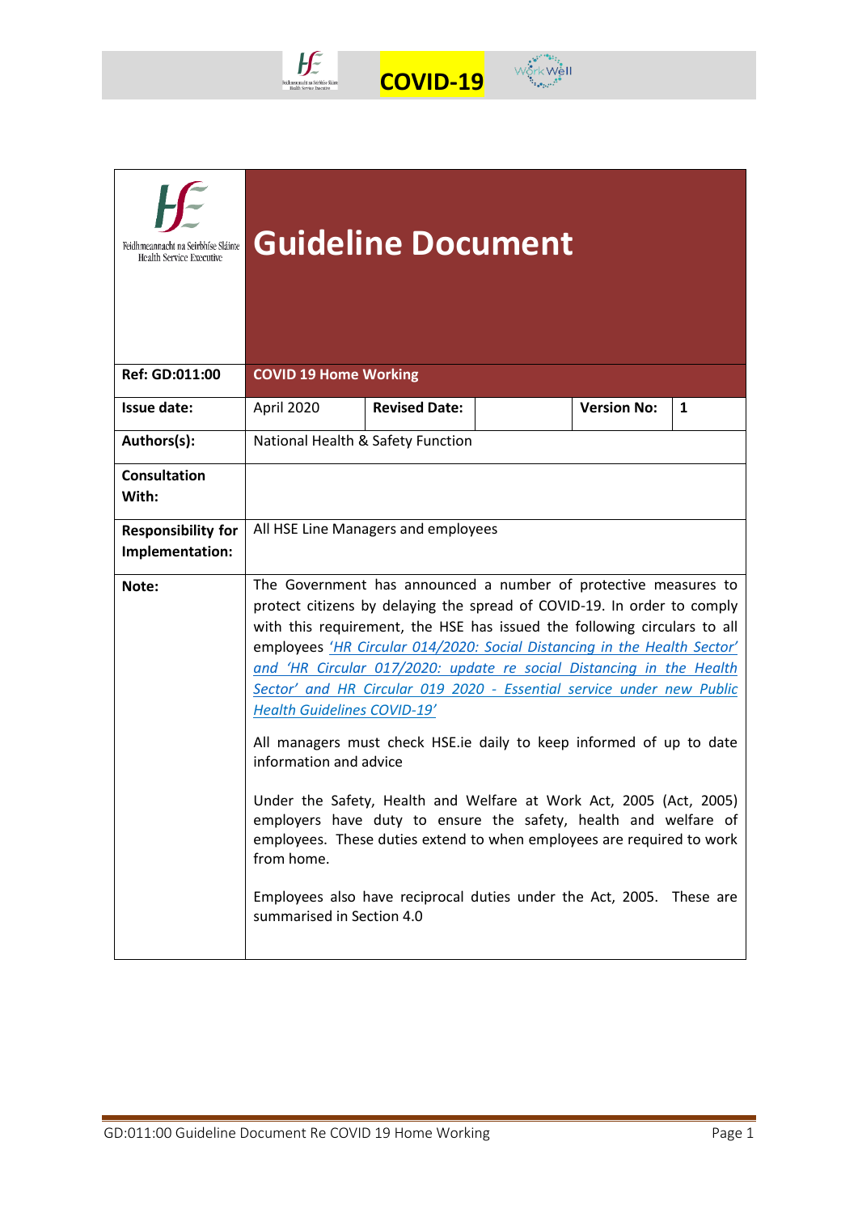COVID-19

# Guideline Document

| | | | | | |
|---|---|---|---|---|---|
| **Ref: GD:011:00** | **COVID 19 Home Working** | | | | |
| **Issue date:** | April 2020 | **Revised Date:** | | **Version No:** | **1** |
| **Authors(s):** | National Health & Safety Function | | | | |
| **Consultation With:** | | | | | |
| **Responsibility for Implementation:** | All HSE Line Managers and employees | | | | |
| **Note:** | The Government has announced a number of protective measures to protect citizens by delaying the spread of COVID-19. In order to comply with this requirement, the HSE has issued the following circulars to all employees *'HR Circular 014/2020: Social Distancing in the Health Sector' and 'HR Circular 017/2020: update re social Distancing in the Health Sector' and HR Circular 019 2020 - Essential service under new Public Health Guidelines COVID-19'*<br><br>All managers must check HSE.ie daily to keep informed of up to date information and advice<br><br>Under the Safety, Health and Welfare at Work Act, 2005 (Act, 2005) employers have duty to ensure the safety, health and welfare of employees. These duties extend to when employees are required to work from home.<br><br>Employees also have reciprocal duties under the Act, 2005. These are summarised in Section 4.0 | | | | |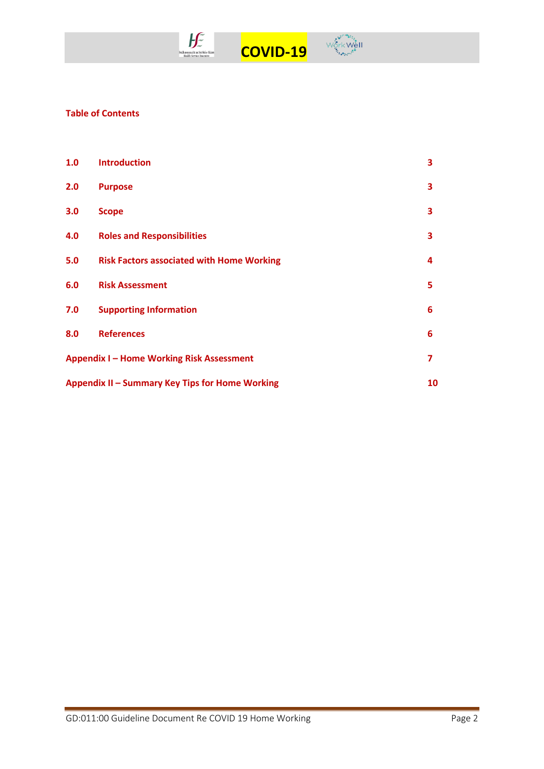## Table of Contents

| | | |
|---|---|---|
| 1.0 | Introduction | 3 |
| 2.0 | Purpose | 3 |
| 3.0 | Scope | 3 |
| 4.0 | Roles and Responsibilities | 3 |
| 5.0 | Risk Factors associated with Home Working | 4 |
| 6.0 | Risk Assessment | 5 |
| 7.0 | Supporting Information | 6 |
| 8.0 | References | 6 |
| Appendix I – Home Working Risk Assessment | | 7 |
| Appendix II – Summary Key Tips for Home Working | | 10 |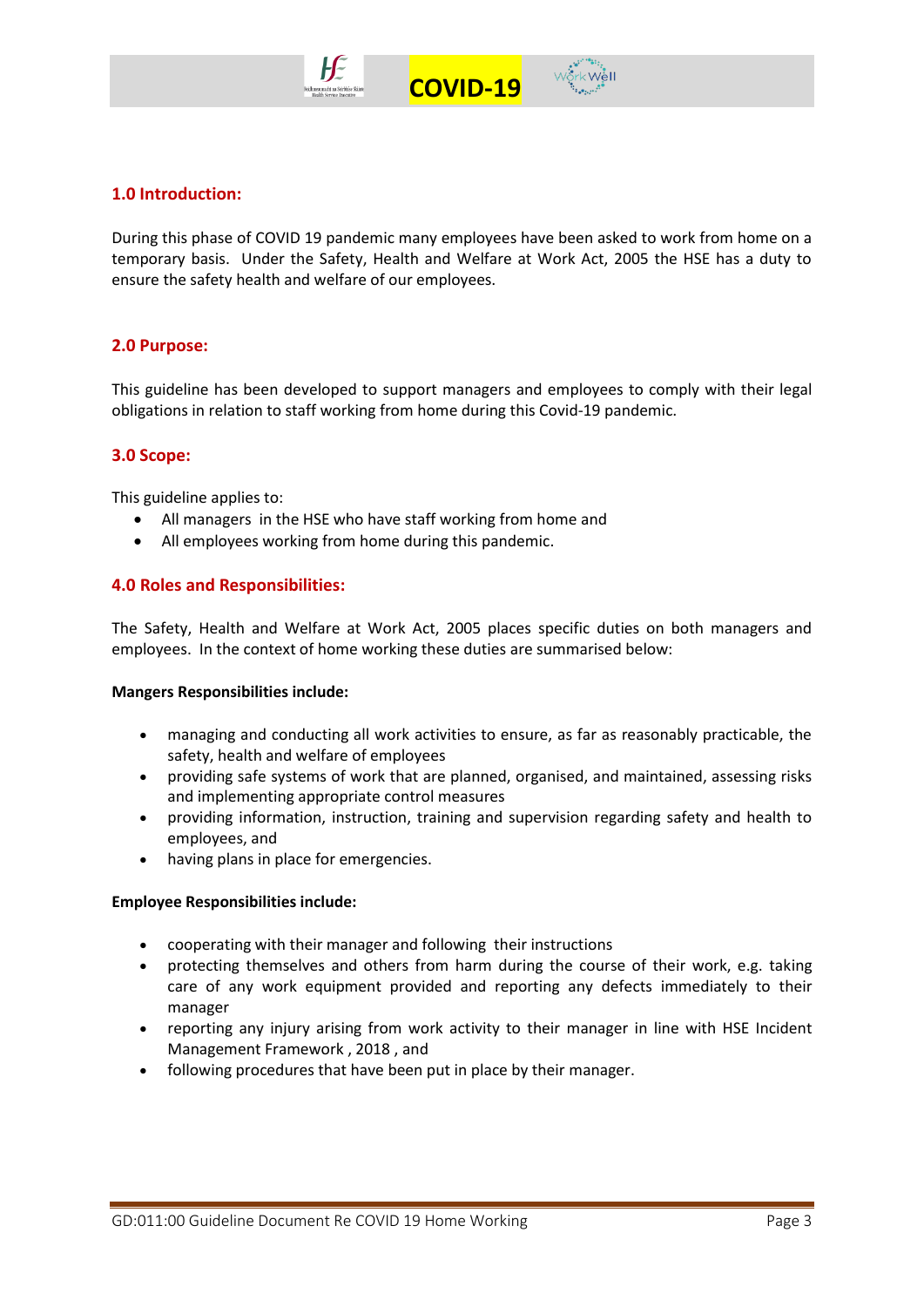## 1.0 Introduction:

During this phase of COVID 19 pandemic many employees have been asked to work from home on a temporary basis. Under the Safety, Health and Welfare at Work Act, 2005 the HSE has a duty to ensure the safety health and welfare of our employees.

## 2.0 Purpose:

This guideline has been developed to support managers and employees to comply with their legal obligations in relation to staff working from home during this Covid-19 pandemic.

## 3.0 Scope:

This guideline applies to:

- All managers in the HSE who have staff working from home and
- All employees working from home during this pandemic.

## 4.0 Roles and Responsibilities:

The Safety, Health and Welfare at Work Act, 2005 places specific duties on both managers and employees. In the context of home working these duties are summarised below:

**Mangers Responsibilities include:**

- managing and conducting all work activities to ensure, as far as reasonably practicable, the safety, health and welfare of employees
- providing safe systems of work that are planned, organised, and maintained, assessing risks and implementing appropriate control measures
- providing information, instruction, training and supervision regarding safety and health to employees, and
- having plans in place for emergencies.

**Employee Responsibilities include:**

- cooperating with their manager and following their instructions
- protecting themselves and others from harm during the course of their work, e.g. taking care of any work equipment provided and reporting any defects immediately to their manager
- reporting any injury arising from work activity to their manager in line with HSE Incident Management Framework , 2018 , and
- following procedures that have been put in place by their manager.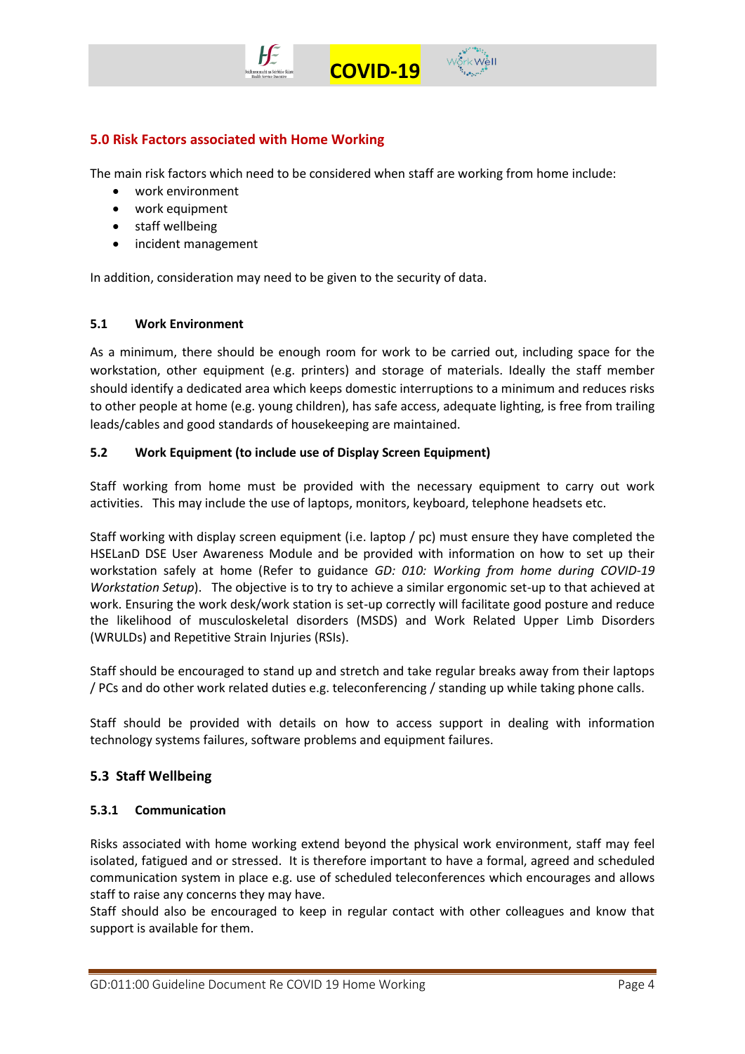## 5.0 Risk Factors associated with Home Working

The main risk factors which need to be considered when staff are working from home include:

- work environment
- work equipment
- staff wellbeing
- incident management

In addition, consideration may need to be given to the security of data.

### 5.1 Work Environment

As a minimum, there should be enough room for work to be carried out, including space for the workstation, other equipment (e.g. printers) and storage of materials. Ideally the staff member should identify a dedicated area which keeps domestic interruptions to a minimum and reduces risks to other people at home (e.g. young children), has safe access, adequate lighting, is free from trailing leads/cables and good standards of housekeeping are maintained.

### 5.2 Work Equipment (to include use of Display Screen Equipment)

Staff working from home must be provided with the necessary equipment to carry out work activities. This may include the use of laptops, monitors, keyboard, telephone headsets etc.

Staff working with display screen equipment (i.e. laptop / pc) must ensure they have completed the HSELanD DSE User Awareness Module and be provided with information on how to set up their workstation safely at home (Refer to guidance *GD: 010: Working from home during COVID-19 Workstation Setup*). The objective is to try to achieve a similar ergonomic set-up to that achieved at work. Ensuring the work desk/work station is set-up correctly will facilitate good posture and reduce the likelihood of musculoskeletal disorders (MSDS) and Work Related Upper Limb Disorders (WRULDs) and Repetitive Strain Injuries (RSIs).

Staff should be encouraged to stand up and stretch and take regular breaks away from their laptops / PCs and do other work related duties e.g. teleconferencing / standing up while taking phone calls.

Staff should be provided with details on how to access support in dealing with information technology systems failures, software problems and equipment failures.

### 5.3 Staff Wellbeing

#### 5.3.1 Communication

Risks associated with home working extend beyond the physical work environment, staff may feel isolated, fatigued and or stressed. It is therefore important to have a formal, agreed and scheduled communication system in place e.g. use of scheduled teleconferences which encourages and allows staff to raise any concerns they may have.
Staff should also be encouraged to keep in regular contact with other colleagues and know that support is available for them.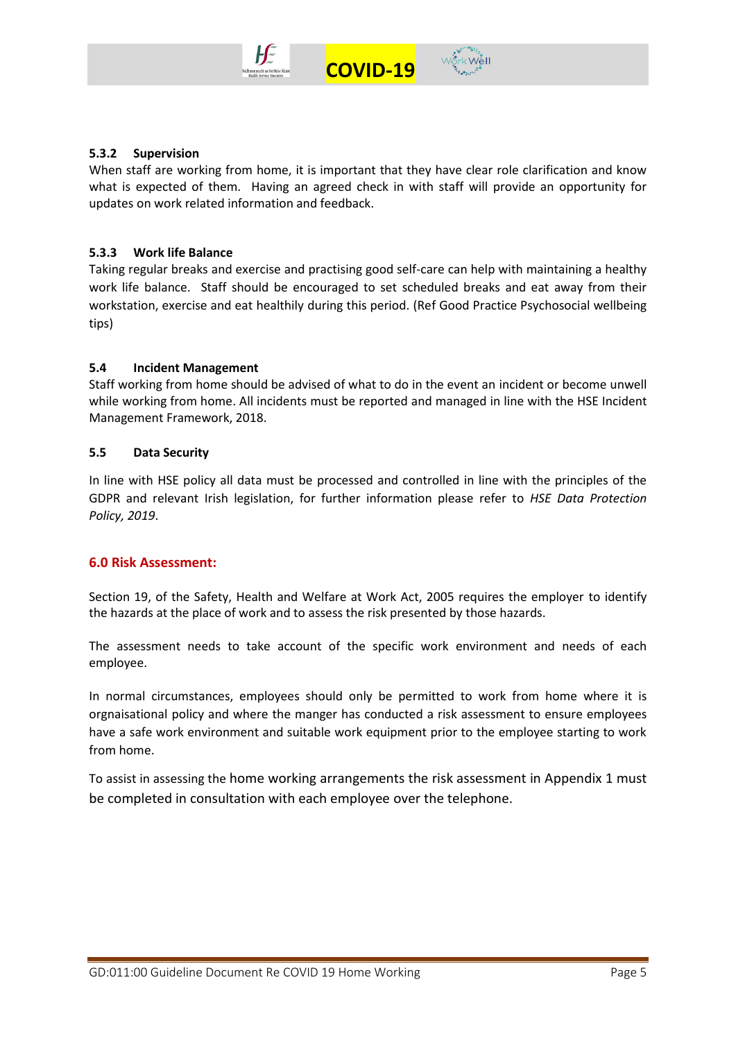#### 5.3.2 Supervision

When staff are working from home, it is important that they have clear role clarification and know what is expected of them. Having an agreed check in with staff will provide an opportunity for updates on work related information and feedback.

#### 5.3.3 Work life Balance

Taking regular breaks and exercise and practising good self-care can help with maintaining a healthy work life balance. Staff should be encouraged to set scheduled breaks and eat away from their workstation, exercise and eat healthily during this period. (Ref Good Practice Psychosocial wellbeing tips)

### 5.4 Incident Management

Staff working from home should be advised of what to do in the event an incident or become unwell while working from home. All incidents must be reported and managed in line with the HSE Incident Management Framework, 2018.

### 5.5 Data Security

In line with HSE policy all data must be processed and controlled in line with the principles of the GDPR and relevant Irish legislation, for further information please refer to *HSE Data Protection Policy, 2019*.

## 6.0 Risk Assessment:

Section 19, of the Safety, Health and Welfare at Work Act, 2005 requires the employer to identify the hazards at the place of work and to assess the risk presented by those hazards.

The assessment needs to take account of the specific work environment and needs of each employee.

In normal circumstances, employees should only be permitted to work from home where it is orgnaisational policy and where the manger has conducted a risk assessment to ensure employees have a safe work environment and suitable work equipment prior to the employee starting to work from home.

To assist in assessing the home working arrangements the risk assessment in Appendix 1 must be completed in consultation with each employee over the telephone.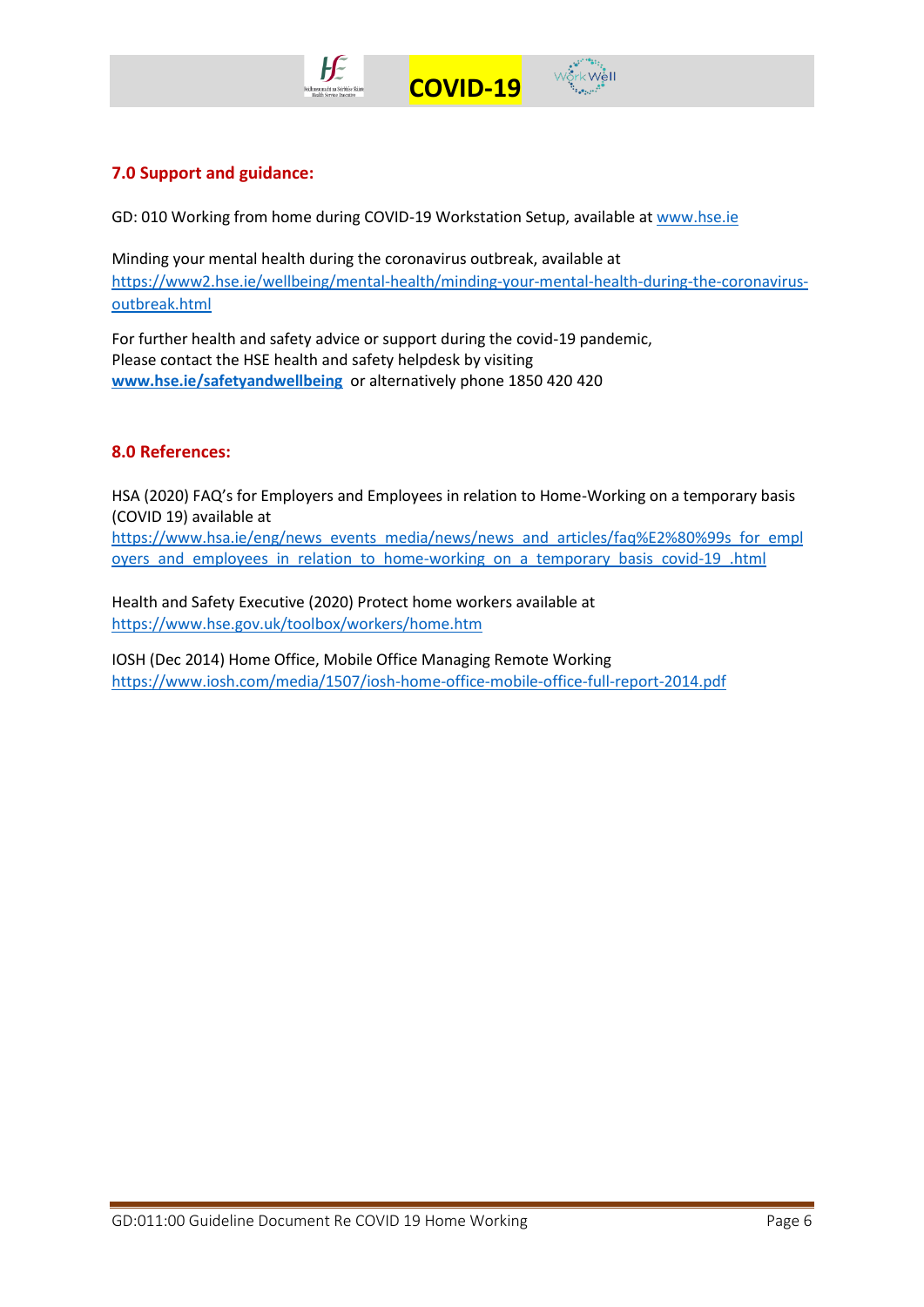## 7.0 Support and guidance:

GD: 010 Working from home during COVID-19 Workstation Setup, available at www.hse.ie

Minding your mental health during the coronavirus outbreak, available at https://www2.hse.ie/wellbeing/mental-health/minding-your-mental-health-during-the-coronavirus-outbreak.html

For further health and safety advice or support during the covid-19 pandemic,
Please contact the HSE health and safety helpdesk by visiting **www.hse.ie/safetyandwellbeing** or alternatively phone 1850 420 420

## 8.0 References:

HSA (2020) FAQ's for Employers and Employees in relation to Home-Working on a temporary basis (COVID 19) available at https://www.hsa.ie/eng/news_events_media/news/news_and_articles/faq%E2%80%99s_for_employers_and_employees_in_relation_to_home-working_on_a_temporary_basis_covid-19_.html

Health and Safety Executive (2020) Protect home workers available at https://www.hse.gov.uk/toolbox/workers/home.htm

IOSH (Dec 2014) Home Office, Mobile Office Managing Remote Working https://www.iosh.com/media/1507/iosh-home-office-mobile-office-full-report-2014.pdf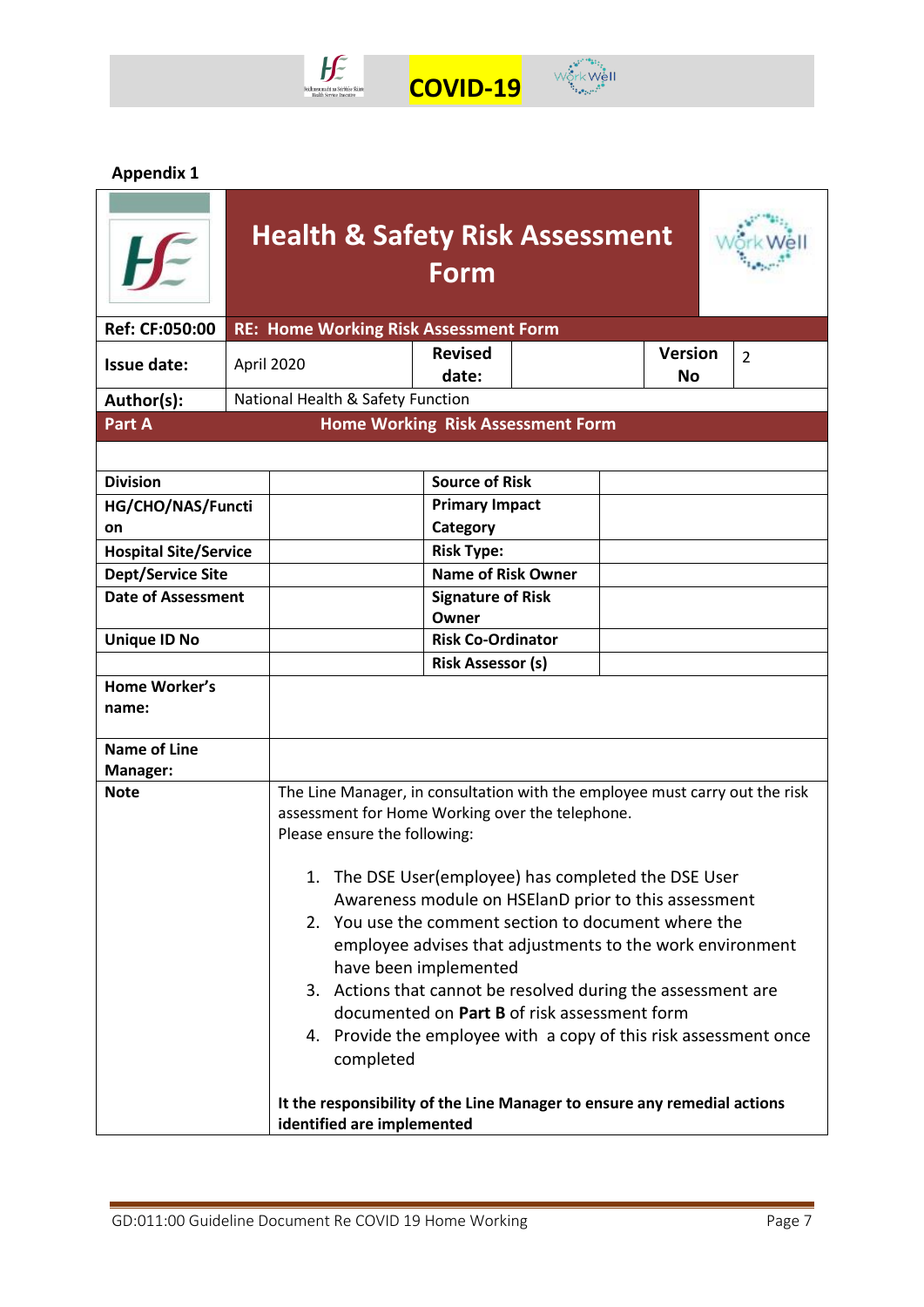**Appendix 1**

# Health & Safety Risk Assessment Form

| Ref: CF:050:00 | RE: Home Working Risk Assessment Form | | | | |
|---|---|---|---|---|---|
| **Issue date:** | April 2020 | **Revised date:** | | **Version No** | 2 |
| **Author(s):** | National Health & Safety Function | | | | |

**Part A — Home Working Risk Assessment Form**

| | | | |
|---|---|---|---|
| **Division** | | **Source of Risk** | |
| **HG/CHO/NAS/Function** | | **Primary Impact Category** | |
| **Hospital Site/Service** | | **Risk Type:** | |
| **Dept/Service Site** | | **Name of Risk Owner** | |
| **Date of Assessment** | | **Signature of Risk Owner** | |
| **Unique ID No** | | **Risk Co-Ordinator** | |
| | | **Risk Assessor (s)** | |
| **Home Worker's name:** | | | |
| **Name of Line Manager:** | | | |

**Note**

The Line Manager, in consultation with the employee must carry out the risk assessment for Home Working over the telephone.
Please ensure the following:

1. The DSE User(employee) has completed the DSE User Awareness module on HSElanD prior to this assessment
2. You use the comment section to document where the employee advises that adjustments to the work environment have been implemented
3. Actions that cannot be resolved during the assessment are documented on **Part B** of risk assessment form
4. Provide the employee with a copy of this risk assessment once completed

**It the responsibility of the Line Manager to ensure any remedial actions identified are implemented**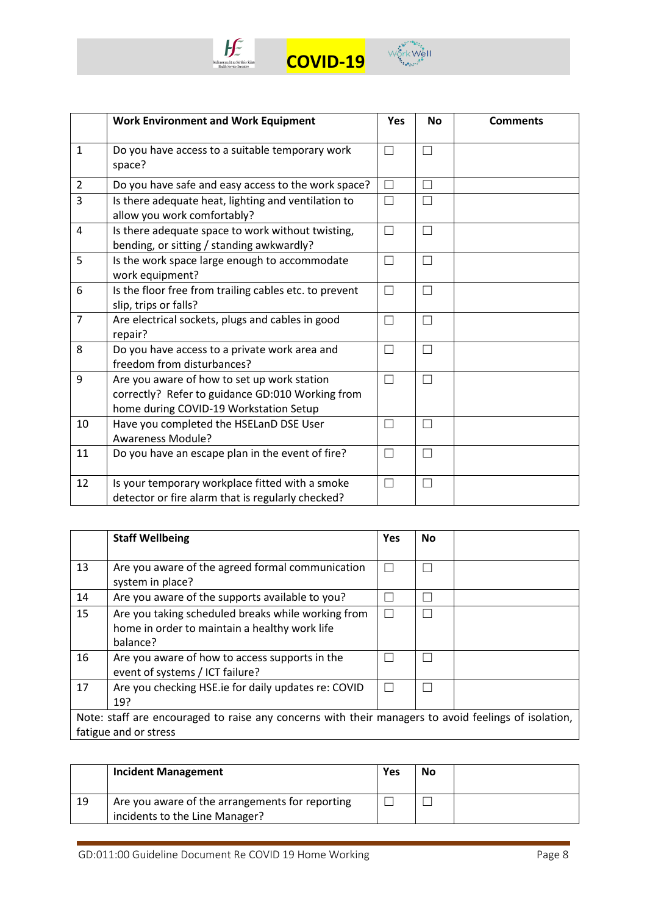| | Work Environment and Work Equipment | Yes | No | Comments |
|---|---|---|---|---|
| 1 | Do you have access to a suitable temporary work space? | ☐ | ☐ | |
| 2 | Do you have safe and easy access to the work space? | ☐ | ☐ | |
| 3 | Is there adequate heat, lighting and ventilation to allow you work comfortably? | ☐ | ☐ | |
| 4 | Is there adequate space to work without twisting, bending, or sitting / standing awkwardly? | ☐ | ☐ | |
| 5 | Is the work space large enough to accommodate work equipment? | ☐ | ☐ | |
| 6 | Is the floor free from trailing cables etc. to prevent slip, trips or falls? | ☐ | ☐ | |
| 7 | Are electrical sockets, plugs and cables in good repair? | ☐ | ☐ | |
| 8 | Do you have access to a private work area and freedom from disturbances? | ☐ | ☐ | |
| 9 | Are you aware of how to set up work station correctly? Refer to guidance GD:010 Working from home during COVID-19 Workstation Setup | ☐ | ☐ | |
| 10 | Have you completed the HSELanD DSE User Awareness Module? | ☐ | ☐ | |
| 11 | Do you have an escape plan in the event of fire? | ☐ | ☐ | |
| 12 | Is your temporary workplace fitted with a smoke detector or fire alarm that is regularly checked? | ☐ | ☐ | |

| | Staff Wellbeing | Yes | No | |
|---|---|---|---|---|
| 13 | Are you aware of the agreed formal communication system in place? | ☐ | ☐ | |
| 14 | Are you aware of the supports available to you? | ☐ | ☐ | |
| 15 | Are you taking scheduled breaks while working from home in order to maintain a healthy work life balance? | ☐ | ☐ | |
| 16 | Are you aware of how to access supports in the event of systems / ICT failure? | ☐ | ☐ | |
| 17 | Are you checking HSE.ie for daily updates re: COVID 19? | ☐ | ☐ | |
| Note: staff are encouraged to raise any concerns with their managers to avoid feelings of isolation, fatigue and or stress | | | | |

| | Incident Management | Yes | No | |
|---|---|---|---|---|
| 19 | Are you aware of the arrangements for reporting incidents to the Line Manager? | ☐ | ☐ | |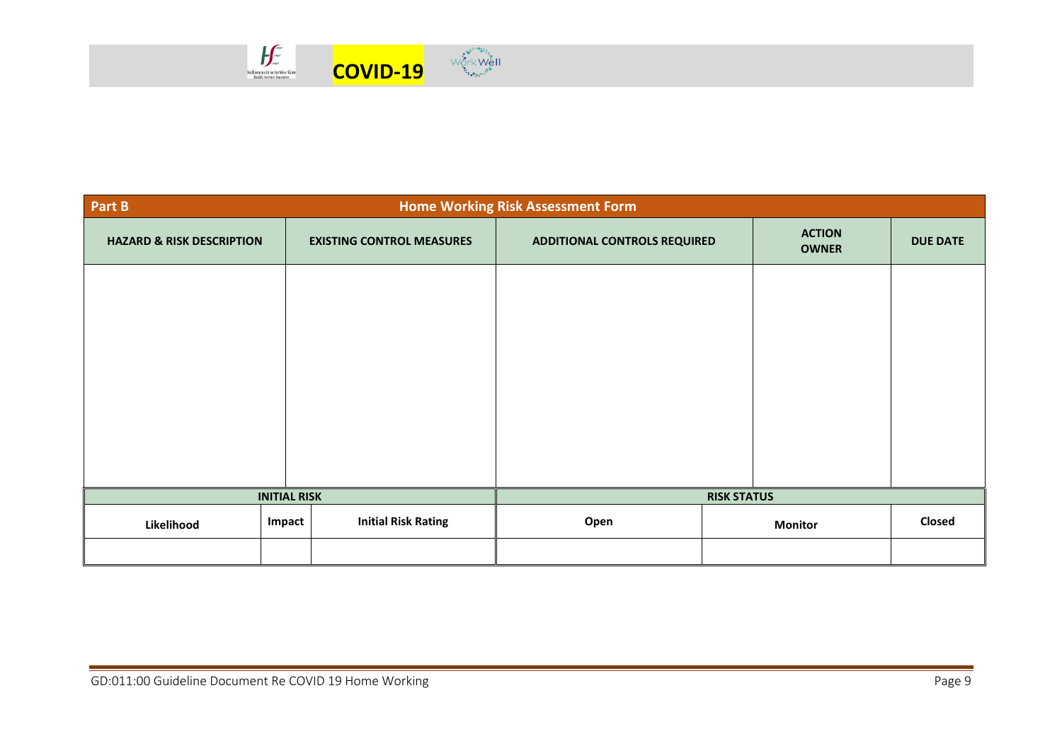| Part B | | Home Working Risk Assessment Form | | |
|---|---|---|---|---|
| **HAZARD & RISK DESCRIPTION** | **EXISTING CONTROL MEASURES** | **ADDITIONAL CONTROLS REQUIRED** | **ACTION OWNER** | **DUE DATE** |
| | | | | |

| INITIAL RISK | | | RISK STATUS | | |
|---|---|---|---|---|---|
| **Likelihood** | **Impact** | **Initial Risk Rating** | **Open** | **Monitor** | **Closed** |
| | | | | | |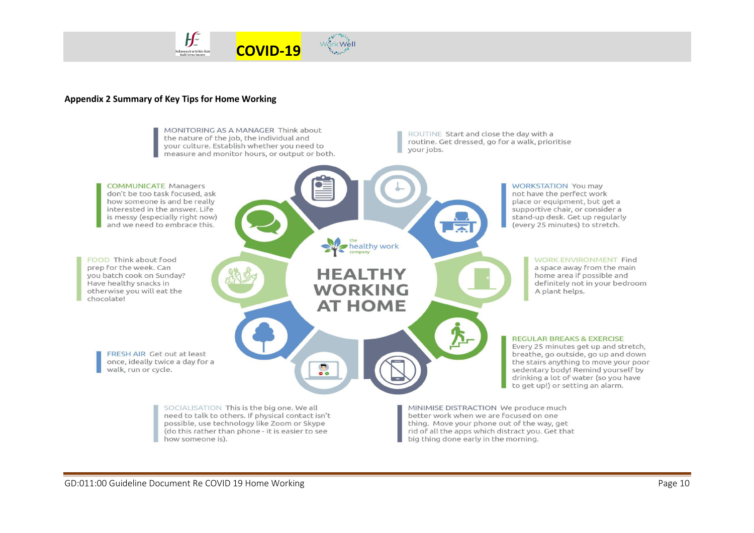**Appendix 2 Summary of Key Tips for Home Working**

the healthy work company

HEALTHY WORKING AT HOME

MONITORING AS A MANAGER Think about the nature of the job, the individual and your culture. Establish whether you need to measure and monitor hours, or output or both.

ROUTINE Start and close the day with a routine. Get dressed, go for a walk, prioritise your jobs.

COMMUNICATE Managers don't be too task focused, ask how someone is and be really interested in the answer. Life is messy (especially right now) and we need to embrace this.

WORKSTATION You may not have the perfect work place or equipment, but get a supportive chair, or consider a stand-up desk. Get up regularly (every 25 minutes) to stretch.

FOOD Think about food prep for the week. Can you batch cook on Sunday? Have healthy snacks in otherwise you will eat the chocolate!

WORK ENVIRONMENT Find a space away from the main home area if possible and definitely not in your bedroom A plant helps.

FRESH AIR Get out at least once, ideally twice a day for a walk, run or cycle.

REGULAR BREAKS & EXERCISE Every 25 minutes get up and stretch, breathe, go outside, go up and down the stairs anything to move your poor sedentary body! Remind yourself by drinking a lot of water (so you have to get up!) or setting an alarm.

SOCIALISATION This is the big one. We all need to talk to others. If physical contact isn't possible, use technology like Zoom or Skype (do this rather than phone - it is easier to see how someone is).

MINIMISE DISTRACTION We produce much better work when we are focused on one thing. Move your phone out of the way, get rid of all the apps which distract you. Get that big thing done early in the morning.